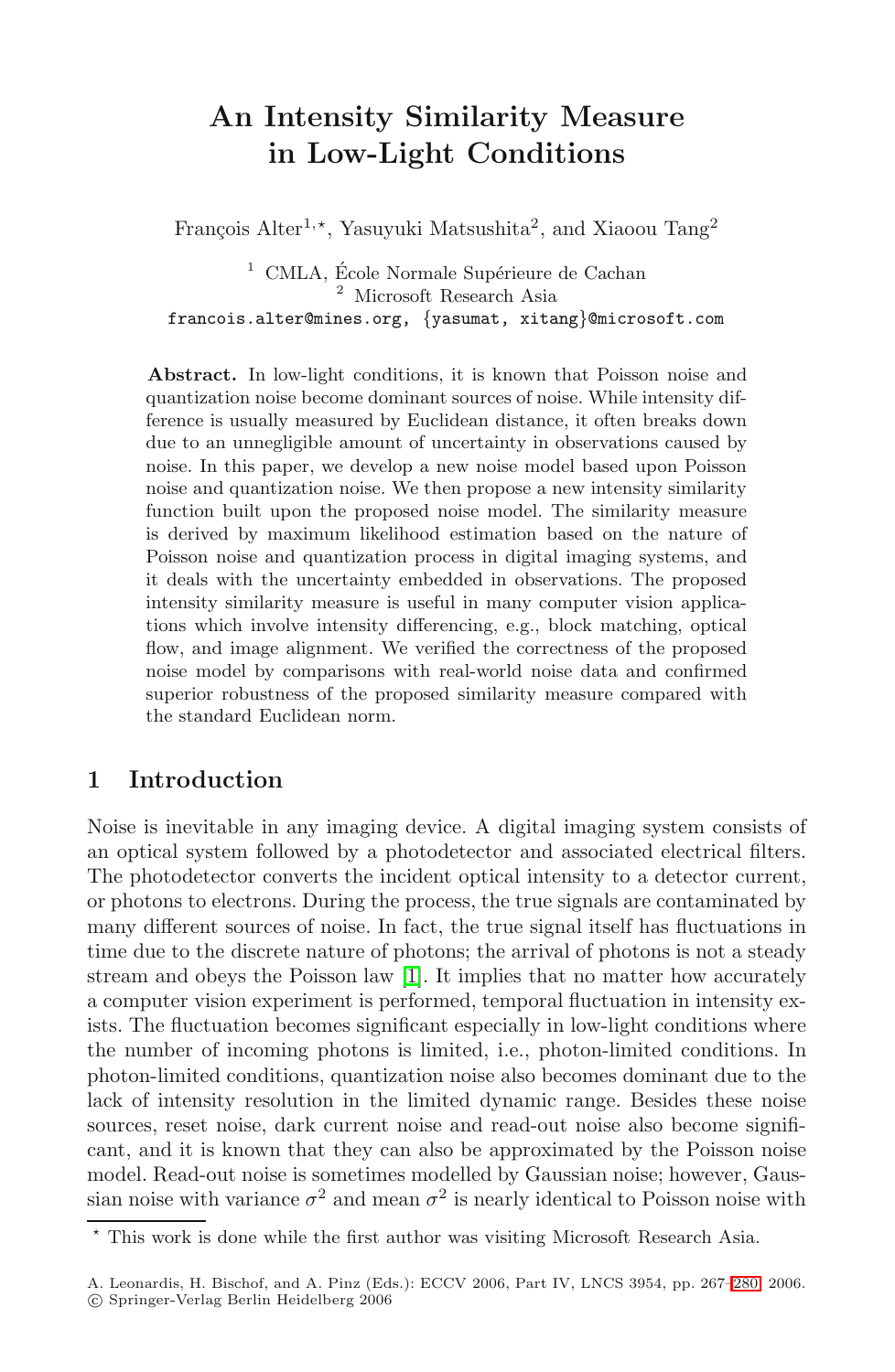# An Intensity Similarity Measure in Low-Light Conditions

François Alter[1,⋆], Yasuyuki Matsushita[2], and Xiaoou Tang[2]

[1] CMLA, École Normale Supérieure de Cachan
[2] Microsoft Research Asia
francois.alter@mines.org, {yasumat, xitang}@microsoft.com

**Abstract.** In low-light conditions, it is known that Poisson noise and quantization noise become dominant sources of noise. While intensity difference is usually measured by Euclidean distance, it often breaks down due to an unnegligible amount of uncertainty in observations caused by noise. In this paper, we develop a new noise model based upon Poisson noise and quantization noise. We then propose a new intensity similarity function built upon the proposed noise model. The similarity measure is derived by maximum likelihood estimation based on the nature of Poisson noise and quantization process in digital imaging systems, and it deals with the uncertainty embedded in observations. The proposed intensity similarity measure is useful in many computer vision applications which involve intensity differencing, e.g., block matching, optical flow, and image alignment. We verified the correctness of the proposed noise model by comparisons with real-world noise data and confirmed superior robustness of the proposed similarity measure compared with the standard Euclidean norm.

## 1 Introduction

Noise is inevitable in any imaging device. A digital imaging system consists of an optical system followed by a photodetector and associated electrical filters. The photodetector converts the incident optical intensity to a detector current, or photons to electrons. During the process, the true signals are contaminated by many different sources of noise. In fact, the true signal itself has fluctuations in time due to the discrete nature of photons; the arrival of photons is not a steady stream and obeys the Poisson law [1]. It implies that no matter how accurately a computer vision experiment is performed, temporal fluctuation in intensity exists. The fluctuation becomes significant especially in low-light conditions where the number of incoming photons is limited, i.e., photon-limited conditions. In photon-limited conditions, quantization noise also becomes dominant due to the lack of intensity resolution in the limited dynamic range. Besides these noise sources, reset noise, dark current noise and read-out noise also become significant, and it is known that they can also be approximated by the Poisson noise model. Read-out noise is sometimes modelled by Gaussian noise; however, Gaussian noise with variance $\sigma^2$ and mean $\sigma^2$ is nearly identical to Poisson noise with

⋆ This work is done while the first author was visiting Microsoft Research Asia.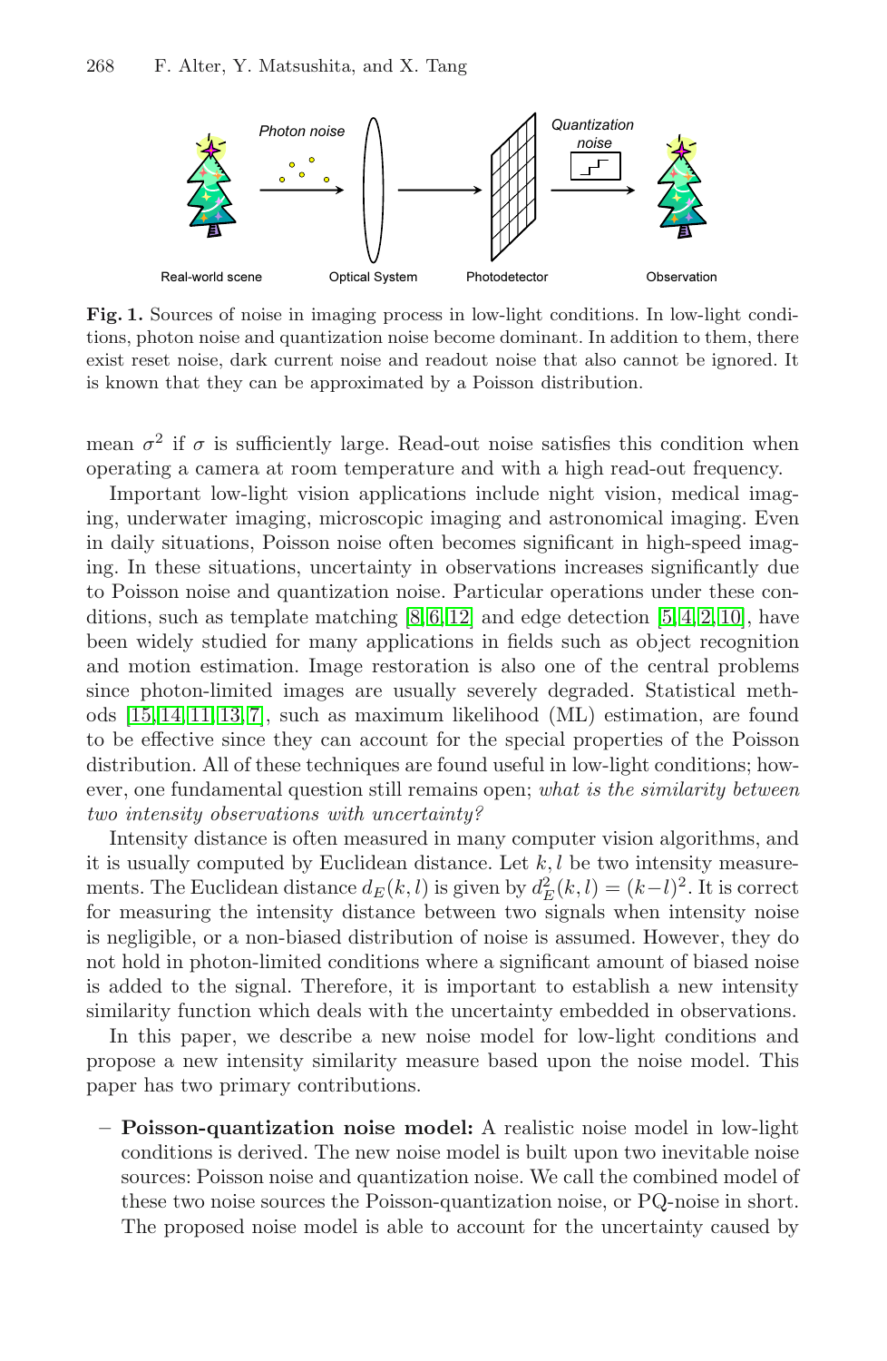Photon noise

Quantization noise

Real-world scene

Optical System

Photodetector

Observation

**Fig. 1.** Sources of noise in imaging process in low-light conditions. In low-light conditions, photon noise and quantization noise become dominant. In addition to them, there exist reset noise, dark current noise and readout noise that also cannot be ignored. It is known that they can be approximated by a Poisson distribution.

mean $\sigma^2$ if $\sigma$ is sufficiently large. Read-out noise satisfies this condition when operating a camera at room temperature and with a high read-out frequency.

Important low-light vision applications include night vision, medical imaging, underwater imaging, microscopic imaging and astronomical imaging. Even in daily situations, Poisson noise often becomes significant in high-speed imaging. In these situations, uncertainty in observations increases significantly due to Poisson noise and quantization noise. Particular operations under these conditions, such as template matching [8,6,12] and edge detection [5,4,2,10], have been widely studied for many applications in fields such as object recognition and motion estimation. Image restoration is also one of the central problems since photon-limited images are usually severely degraded. Statistical methods [15,14,11,13,7], such as maximum likelihood (ML) estimation, are found to be effective since they can account for the special properties of the Poisson distribution. All of these techniques are found useful in low-light conditions; however, one fundamental question still remains open; *what is the similarity between two intensity observations with uncertainty?*

Intensity distance is often measured in many computer vision algorithms, and it is usually computed by Euclidean distance. Let $k, l$ be two intensity measurements. The Euclidean distance $d_E(k, l)$ is given by $d_E^2(k, l) = (k-l)^2$. It is correct for measuring the intensity distance between two signals when intensity noise is negligible, or a non-biased distribution of noise is assumed. However, they do not hold in photon-limited conditions where a significant amount of biased noise is added to the signal. Therefore, it is important to establish a new intensity similarity function which deals with the uncertainty embedded in observations.

In this paper, we describe a new noise model for low-light conditions and propose a new intensity similarity measure based upon the noise model. This paper has two primary contributions.

– **Poisson-quantization noise model:** A realistic noise model in low-light conditions is derived. The new noise model is built upon two inevitable noise sources: Poisson noise and quantization noise. We call the combined model of these two noise sources the Poisson-quantization noise, or PQ-noise in short. The proposed noise model is able to account for the uncertainty caused by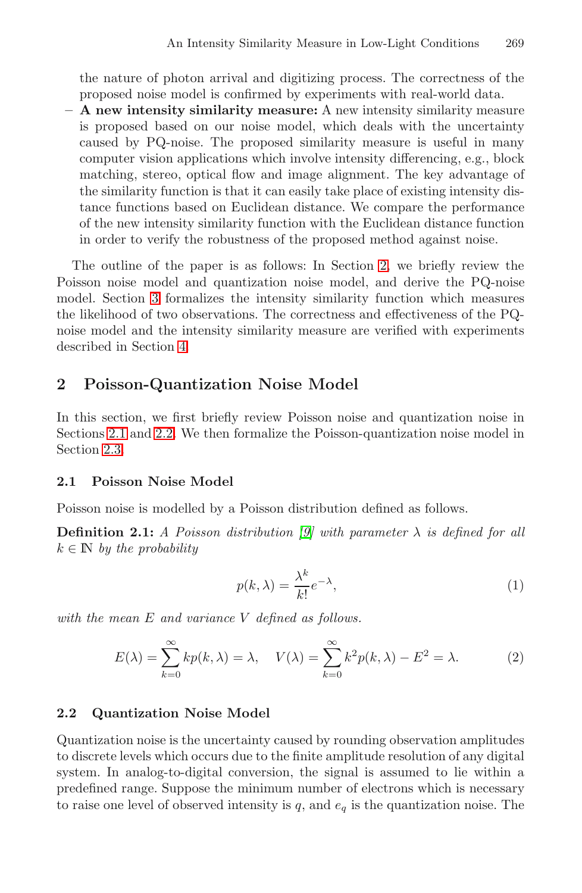the nature of photon arrival and digitizing process. The correctness of the proposed noise model is confirmed by experiments with real-world data.

– **A new intensity similarity measure:** A new intensity similarity measure is proposed based on our noise model, which deals with the uncertainty caused by PQ-noise. The proposed similarity measure is useful in many computer vision applications which involve intensity differencing, e.g., block matching, stereo, optical flow and image alignment. The key advantage of the similarity function is that it can easily take place of existing intensity distance functions based on Euclidean distance. We compare the performance of the new intensity similarity function with the Euclidean distance function in order to verify the robustness of the proposed method against noise.

The outline of the paper is as follows: In Section 2, we briefly review the Poisson noise model and quantization noise model, and derive the PQ-noise model. Section 3 formalizes the intensity similarity function which measures the likelihood of two observations. The correctness and effectiveness of the PQ-noise model and the intensity similarity measure are verified with experiments described in Section 4.

## 2 Poisson-Quantization Noise Model

In this section, we first briefly review Poisson noise and quantization noise in Sections 2.1 and 2.2. We then formalize the Poisson-quantization noise model in Section 2.3.

### 2.1 Poisson Noise Model

Poisson noise is modelled by a Poisson distribution defined as follows.

**Definition 2.1:** *A Poisson distribution [9] with parameter $\lambda$ is defined for all $k \in \mathbb{N}$ by the probability*

$$p(k, \lambda) = \frac{\lambda^k}{k!} e^{-\lambda}, \tag{1}$$

*with the mean $E$ and variance $V$ defined as follows.*

$$E(\lambda) = \sum_{k=0}^{\infty} k p(k, \lambda) = \lambda, \quad V(\lambda) = \sum_{k=0}^{\infty} k^2 p(k, \lambda) - E^2 = \lambda. \tag{2}$$

### 2.2 Quantization Noise Model

Quantization noise is the uncertainty caused by rounding observation amplitudes to discrete levels which occurs due to the finite amplitude resolution of any digital system. In analog-to-digital conversion, the signal is assumed to lie within a predefined range. Suppose the minimum number of electrons which is necessary to raise one level of observed intensity is $q$, and $e_q$ is the quantization noise. The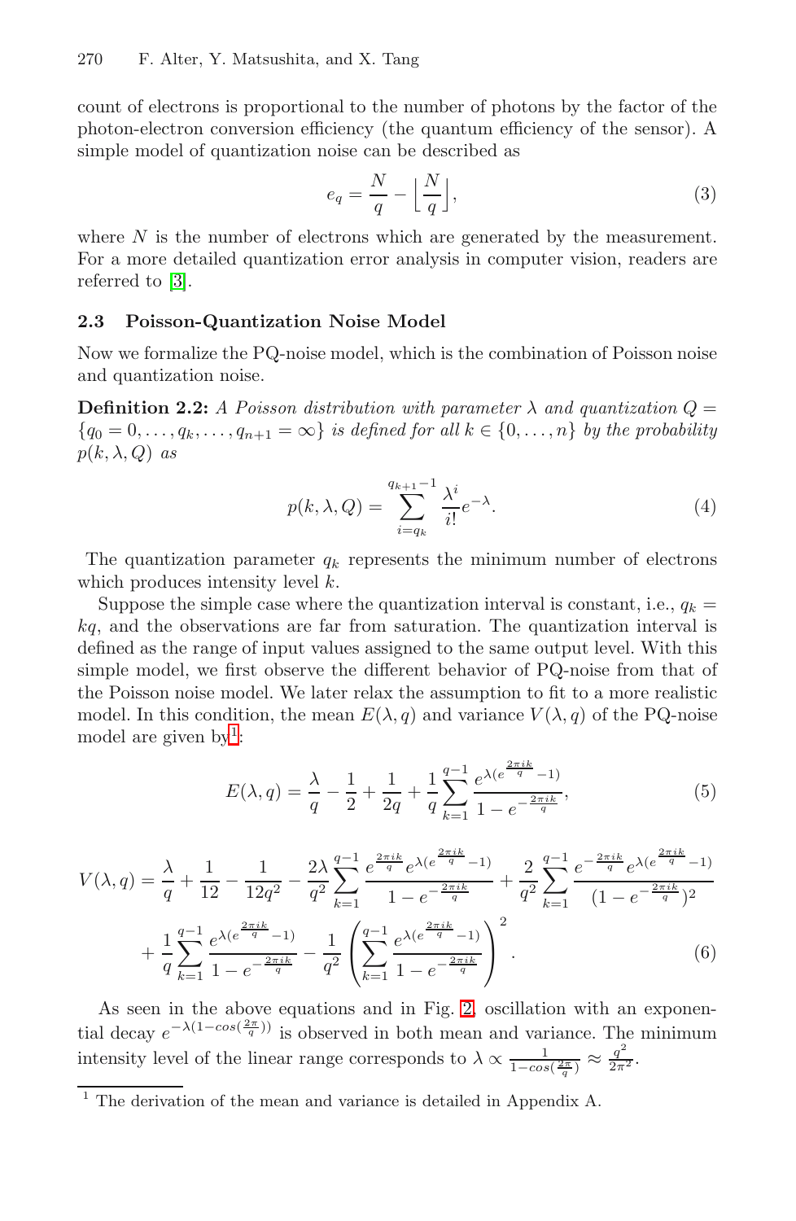count of electrons is proportional to the number of photons by the factor of the photon-electron conversion efficiency (the quantum efficiency of the sensor). A simple model of quantization noise can be described as

$$e_q = \frac{N}{q} - \left\lfloor \frac{N}{q} \right\rfloor, \tag{3}$$

where $N$ is the number of electrons which are generated by the measurement. For a more detailed quantization error analysis in computer vision, readers are referred to [3].

### 2.3 Poisson-Quantization Noise Model

Now we formalize the PQ-noise model, which is the combination of Poisson noise and quantization noise.

**Definition 2.2:** *A Poisson distribution with parameter $\lambda$ and quantization $Q = \{q_0 = 0, \ldots, q_k, \ldots, q_{n+1} = \infty\}$ is defined for all $k \in \{0, \ldots, n\}$ by the probability $p(k, \lambda, Q)$ as*

$$p(k, \lambda, Q) = \sum_{i=q_k}^{q_{k+1}-1} \frac{\lambda^i}{i!} e^{-\lambda}. \tag{4}$$

The quantization parameter $q_k$ represents the minimum number of electrons which produces intensity level $k$.

Suppose the simple case where the quantization interval is constant, i.e., $q_k = kq$, and the observations are far from saturation. The quantization interval is defined as the range of input values assigned to the same output level. With this simple model, we first observe the different behavior of PQ-noise from that of the Poisson noise model. We later relax the assumption to fit to a more realistic model. In this condition, the mean $E(\lambda, q)$ and variance $V(\lambda, q)$ of the PQ-noise model are given by[1]:

$$E(\lambda, q) = \frac{\lambda}{q} - \frac{1}{2} + \frac{1}{2q} + \frac{1}{q} \sum_{k=1}^{q-1} \frac{e^{\lambda(e^{\frac{2\pi ik}{q}}-1)}}{1 - e^{-\frac{2\pi ik}{q}}}, \tag{5}$$

$$\begin{aligned} V(\lambda, q) = &\frac{\lambda}{q} + \frac{1}{12} - \frac{1}{12q^2} - \frac{2\lambda}{q^2} \sum_{k=1}^{q-1} \frac{e^{\frac{2\pi ik}{q}} e^{\lambda(e^{\frac{2\pi ik}{q}}-1)}}{1 - e^{-\frac{2\pi ik}{q}}} + \frac{2}{q^2} \sum_{k=1}^{q-1} \frac{e^{-\frac{2\pi ik}{q}} e^{\lambda(e^{\frac{2\pi ik}{q}}-1)}}{(1 - e^{-\frac{2\pi ik}{q}})^2} \\ &+ \frac{1}{q} \sum_{k=1}^{q-1} \frac{e^{\lambda(e^{\frac{2\pi ik}{q}}-1)}}{1 - e^{-\frac{2\pi ik}{q}}} - \frac{1}{q^2} \left( \sum_{k=1}^{q-1} \frac{e^{\lambda(e^{\frac{2\pi ik}{q}}-1)}}{1 - e^{-\frac{2\pi ik}{q}}} \right)^2. \end{aligned} \tag{6}$$

As seen in the above equations and in Fig. 2, oscillation with an exponential decay $e^{-\lambda(1-cos(\frac{2\pi}{q}))}$ is observed in both mean and variance. The minimum intensity level of the linear range corresponds to $\lambda \propto \frac{1}{1-cos(\frac{2\pi}{q})} \approx \frac{q^2}{2\pi^2}$.

[1] The derivation of the mean and variance is detailed in Appendix A.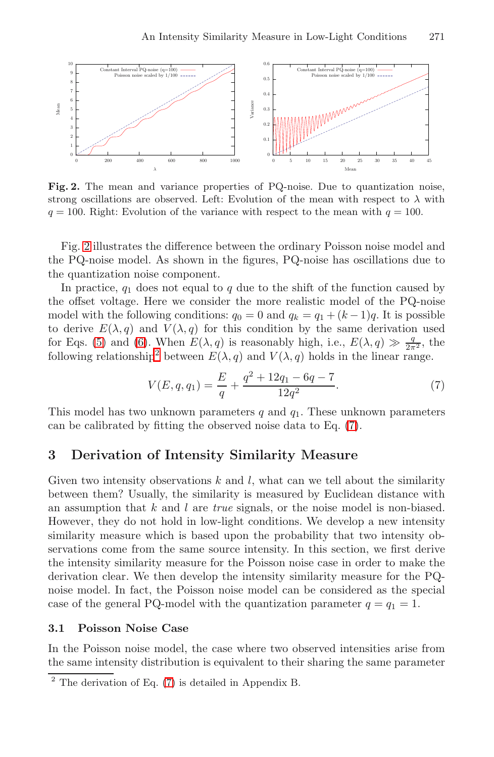**Fig. 2.** The mean and variance properties of PQ-noise. Due to quantization noise, strong oscillations are observed. Left: Evolution of the mean with respect to $\lambda$ with $q = 100$. Right: Evolution of the variance with respect to the mean with $q = 100$.

Fig. 2 illustrates the difference between the ordinary Poisson noise model and the PQ-noise model. As shown in the figures, PQ-noise has oscillations due to the quantization noise component.

In practice, $q_1$ does not equal to $q$ due to the shift of the function caused by the offset voltage. Here we consider the more realistic model of the PQ-noise model with the following conditions: $q_0 = 0$ and $q_k = q_1 + (k-1)q$. It is possible to derive $E(\lambda, q)$ and $V(\lambda, q)$ for this condition by the same derivation used for Eqs. (5) and (6). When $E(\lambda, q)$ is reasonably high, i.e., $E(\lambda, q) \gg \frac{q}{2\pi^2}$, the following relationship[2] between $E(\lambda, q)$ and $V(\lambda, q)$ holds in the linear range.

$$V(E, q, q_1) = \frac{E}{q} + \frac{q^2 + 12q_1 - 6q - 7}{12q^2}. \tag{7}$$

This model has two unknown parameters $q$ and $q_1$. These unknown parameters can be calibrated by fitting the observed noise data to Eq. (7).

## 3 Derivation of Intensity Similarity Measure

Given two intensity observations $k$ and $l$, what can we tell about the similarity between them? Usually, the similarity is measured by Euclidean distance with an assumption that $k$ and $l$ are *true* signals, or the noise model is non-biased. However, they do not hold in low-light conditions. We develop a new intensity similarity measure which is based upon the probability that two intensity observations come from the same source intensity. In this section, we first derive the intensity similarity measure for the Poisson noise case in order to make the derivation clear. We then develop the intensity similarity measure for the PQ-noise model. In fact, the Poisson noise model can be considered as the special case of the general PQ-model with the quantization parameter $q = q_1 = 1$.

### 3.1 Poisson Noise Case

In the Poisson noise model, the case where two observed intensities arise from the same intensity distribution is equivalent to their sharing the same parameter

[2] The derivation of Eq. (7) is detailed in Appendix B.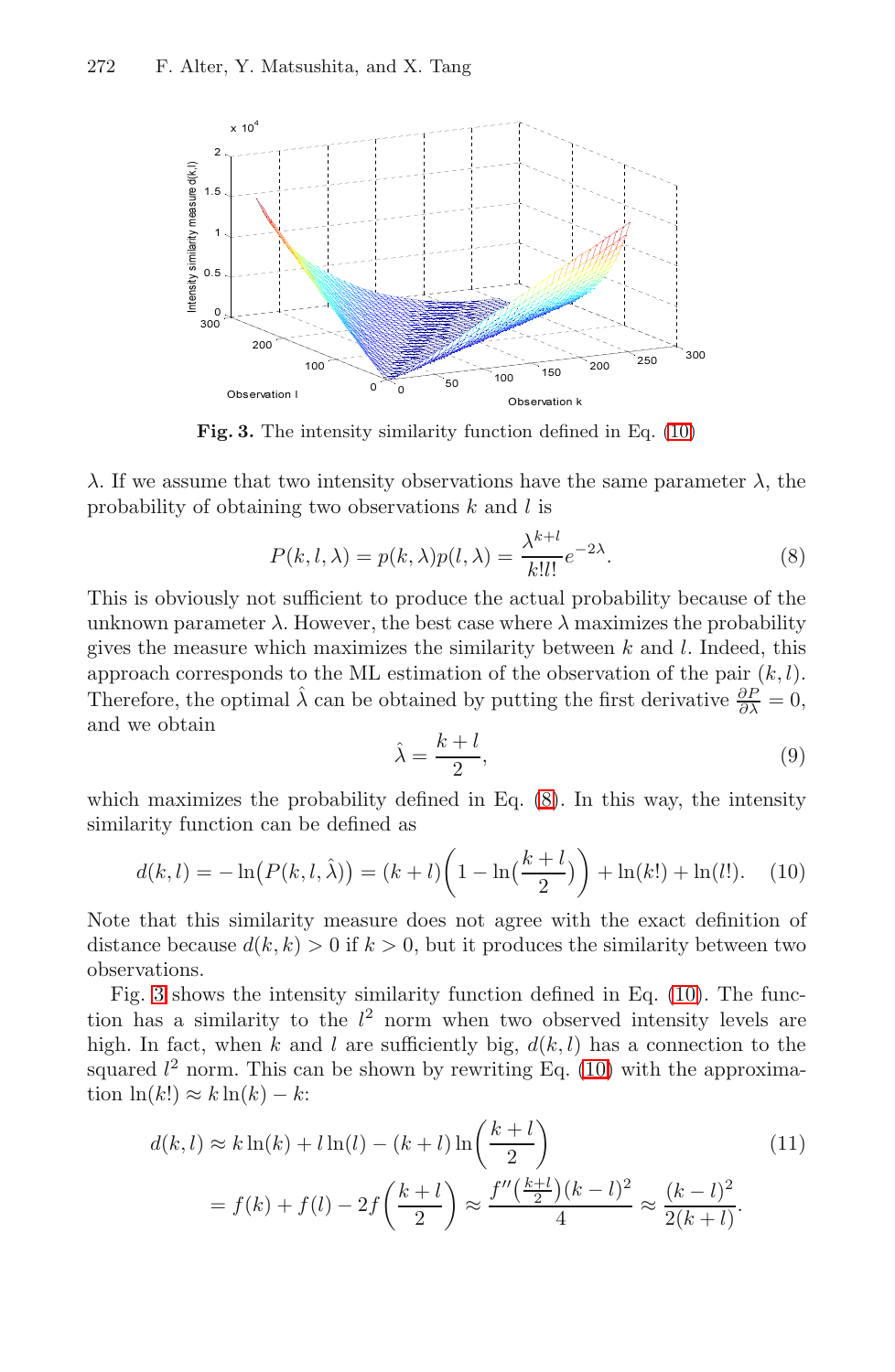**Fig. 3.** The intensity similarity function defined in Eq. (10)

$\lambda$. If we assume that two intensity observations have the same parameter $\lambda$, the probability of obtaining two observations $k$ and $l$ is

$$P(k, l, \lambda) = p(k, \lambda)p(l, \lambda) = \frac{\lambda^{k+l}}{k!l!}e^{-2\lambda}. \tag{8}$$

This is obviously not sufficient to produce the actual probability because of the unknown parameter $\lambda$. However, the best case where $\lambda$ maximizes the probability gives the measure which maximizes the similarity between $k$ and $l$. Indeed, this approach corresponds to the ML estimation of the observation of the pair $(k, l)$. Therefore, the optimal $\hat{\lambda}$ can be obtained by putting the first derivative $\frac{\partial P}{\partial \lambda} = 0$, and we obtain

$$\hat{\lambda} = \frac{k+l}{2}, \tag{9}$$

which maximizes the probability defined in Eq. (8). In this way, the intensity similarity function can be defined as

$$d(k, l) = -\ln\big(P(k, l, \hat{\lambda})\big) = (k+l)\left(1 - \ln\left(\frac{k+l}{2}\right)\right) + \ln(k!) + \ln(l!). \tag{10}$$

Note that this similarity measure does not agree with the exact definition of distance because $d(k, k) > 0$ if $k > 0$, but it produces the similarity between two observations.

Fig. 3 shows the intensity similarity function defined in Eq. (10). The function has a similarity to the $l^2$ norm when two observed intensity levels are high. In fact, when $k$ and $l$ are sufficiently big, $d(k, l)$ has a connection to the squared $l^2$ norm. This can be shown by rewriting Eq. (10) with the approximation $\ln(k!) \approx k\ln(k) - k$:

$$\begin{aligned} d(k, l) &\approx k\ln(k) + l\ln(l) - (k+l)\ln\left(\frac{k+l}{2}\right) \\ &= f(k) + f(l) - 2f\left(\frac{k+l}{2}\right) \approx \frac{f''\left(\frac{k+l}{2}\right)(k-l)^2}{4} \approx \frac{(k-l)^2}{2(k+l)}. \end{aligned} \tag{11}$$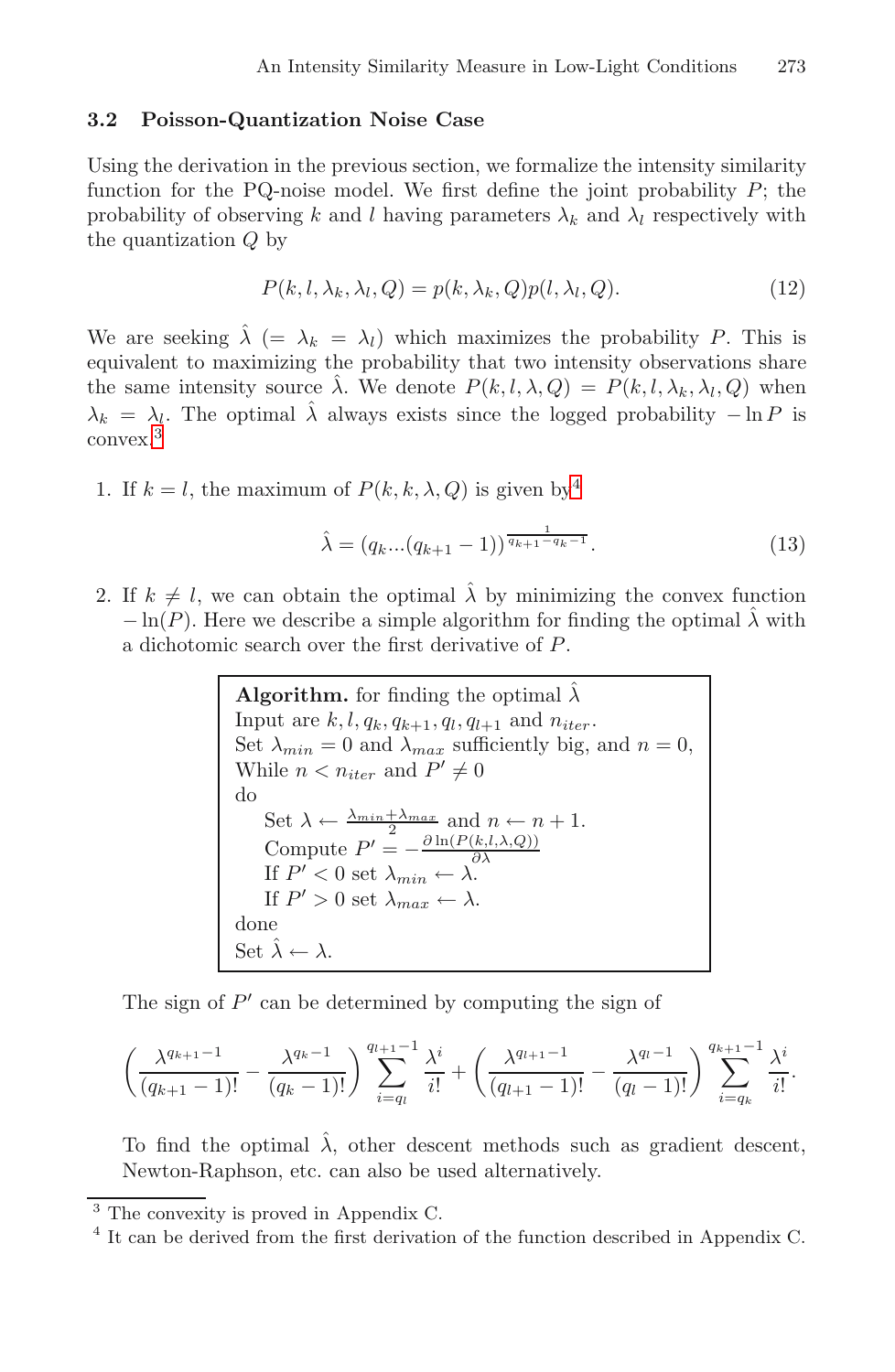### 3.2 Poisson-Quantization Noise Case

Using the derivation in the previous section, we formalize the intensity similarity function for the PQ-noise model. We first define the joint probability $P$; the probability of observing $k$ and $l$ having parameters $\lambda_k$ and $\lambda_l$ respectively with the quantization $Q$ by

$$P(k, l, \lambda_k, \lambda_l, Q) = p(k, \lambda_k, Q)p(l, \lambda_l, Q). \tag{12}$$

We are seeking $\hat{\lambda}$ ($= \lambda_k = \lambda_l$) which maximizes the probability $P$. This is equivalent to maximizing the probability that two intensity observations share the same intensity source $\hat{\lambda}$. We denote $P(k, l, \lambda, Q) = P(k, l, \lambda_k, \lambda_l, Q)$ when $\lambda_k = \lambda_l$. The optimal $\hat{\lambda}$ always exists since the logged probability $-\ln P$ is convex.[3]

1. If $k = l$, the maximum of $P(k, k, \lambda, Q)$ is given by[4]

$$\hat{\lambda} = (q_k ... (q_{k+1} - 1))^{\frac{1}{q_{k+1} - q_k - 1}}. \tag{13}$$

2. If $k \neq l$, we can obtain the optimal $\hat{\lambda}$ by minimizing the convex function $-\ln(P)$. Here we describe a simple algorithm for finding the optimal $\hat{\lambda}$ with a dichotomic search over the first derivative of $P$.

**Algorithm.** for finding the optimal $\hat{\lambda}$
Input are $k, l, q_k, q_{k+1}, q_l, q_{l+1}$ and $n_{iter}$.
Set $\lambda_{min} = 0$ and $\lambda_{max}$ sufficiently big, and $n = 0$,
While $n < n_{iter}$ and $P' \neq 0$
do
  Set $\lambda \leftarrow \frac{\lambda_{min} + \lambda_{max}}{2}$ and $n \leftarrow n + 1$.
  Compute $P' = -\frac{\partial \ln(P(k,l,\lambda,Q))}{\partial \lambda}$
  If $P' < 0$ set $\lambda_{min} \leftarrow \lambda$.
  If $P' > 0$ set $\lambda_{max} \leftarrow \lambda$.
done
Set $\hat{\lambda} \leftarrow \lambda$.

The sign of $P'$ can be determined by computing the sign of

$$\left( \frac{\lambda^{q_{k+1}-1}}{(q_{k+1} - 1)!} - \frac{\lambda^{q_k - 1}}{(q_k - 1)!} \right) \sum_{i=q_l}^{q_{l+1}-1} \frac{\lambda^i}{i!} + \left( \frac{\lambda^{q_{l+1}-1}}{(q_{l+1} - 1)!} - \frac{\lambda^{q_l - 1}}{(q_l - 1)!} \right) \sum_{i=q_k}^{q_{k+1}-1} \frac{\lambda^i}{i!}.$$

To find the optimal $\hat{\lambda}$, other descent methods such as gradient descent, Newton-Raphson, etc. can also be used alternatively.

---

[3] The convexity is proved in Appendix C.

[4] It can be derived from the first derivation of the function described in Appendix C.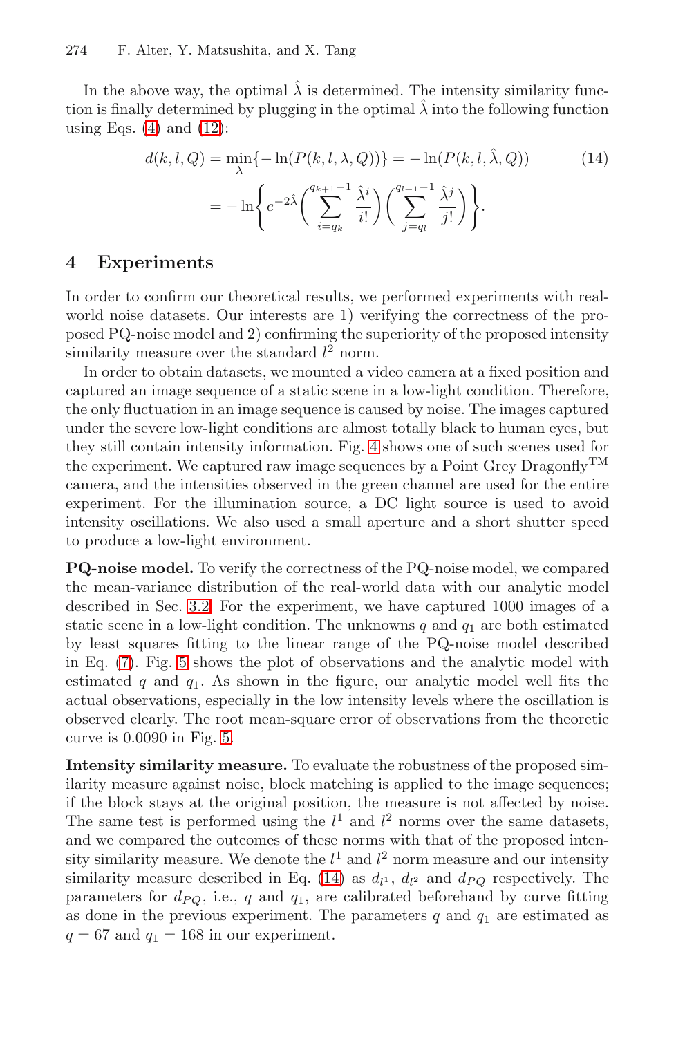In the above way, the optimal $\hat{\lambda}$ is determined. The intensity similarity function is finally determined by plugging in the optimal $\hat{\lambda}$ into the following function using Eqs. (4) and (12):

$$
\begin{aligned}
d(k, l, Q) &= \min_{\lambda}\{-\ln(P(k, l, \lambda, Q))\} = -\ln(P(k, l, \hat{\lambda}, Q)) \\
&= -\ln\left\{ e^{-2\hat{\lambda}} \left( \sum_{i=q_k}^{q_{k+1}-1} \frac{\hat{\lambda}^i}{i!} \right) \left( \sum_{j=q_l}^{q_{l+1}-1} \frac{\hat{\lambda}^j}{j!} \right) \right\}.
\end{aligned}
\tag{14}
$$

## 4 Experiments

In order to confirm our theoretical results, we performed experiments with real-world noise datasets. Our interests are 1) verifying the correctness of the proposed PQ-noise model and 2) confirming the superiority of the proposed intensity similarity measure over the standard $l^2$ norm.

In order to obtain datasets, we mounted a video camera at a fixed position and captured an image sequence of a static scene in a low-light condition. Therefore, the only fluctuation in an image sequence is caused by noise. The images captured under the severe low-light conditions are almost totally black to human eyes, but they still contain intensity information. Fig. 4 shows one of such scenes used for the experiment. We captured raw image sequences by a Point Grey Dragonfly™ camera, and the intensities observed in the green channel are used for the entire experiment. For the illumination source, a DC light source is used to avoid intensity oscillations. We also used a small aperture and a short shutter speed to produce a low-light environment.

**PQ-noise model.** To verify the correctness of the PQ-noise model, we compared the mean-variance distribution of the real-world data with our analytic model described in Sec. 3.2. For the experiment, we have captured 1000 images of a static scene in a low-light condition. The unknowns $q$ and $q_1$ are both estimated by least squares fitting to the linear range of the PQ-noise model described in Eq. (7). Fig. 5 shows the plot of observations and the analytic model with estimated $q$ and $q_1$. As shown in the figure, our analytic model well fits the actual observations, especially in the low intensity levels where the oscillation is observed clearly. The root mean-square error of observations from the theoretic curve is 0.0090 in Fig. 5.

**Intensity similarity measure.** To evaluate the robustness of the proposed similarity measure against noise, block matching is applied to the image sequences; if the block stays at the original position, the measure is not affected by noise. The same test is performed using the $l^1$ and $l^2$ norms over the same datasets, and we compared the outcomes of these norms with that of the proposed intensity similarity measure. We denote the $l^1$ and $l^2$ norm measure and our intensity similarity measure described in Eq. (14) as $d_{l^1}$, $d_{l^2}$ and $d_{PQ}$ respectively. The parameters for $d_{PQ}$, i.e., $q$ and $q_1$, are calibrated beforehand by curve fitting as done in the previous experiment. The parameters $q$ and $q_1$ are estimated as $q = 67$ and $q_1 = 168$ in our experiment.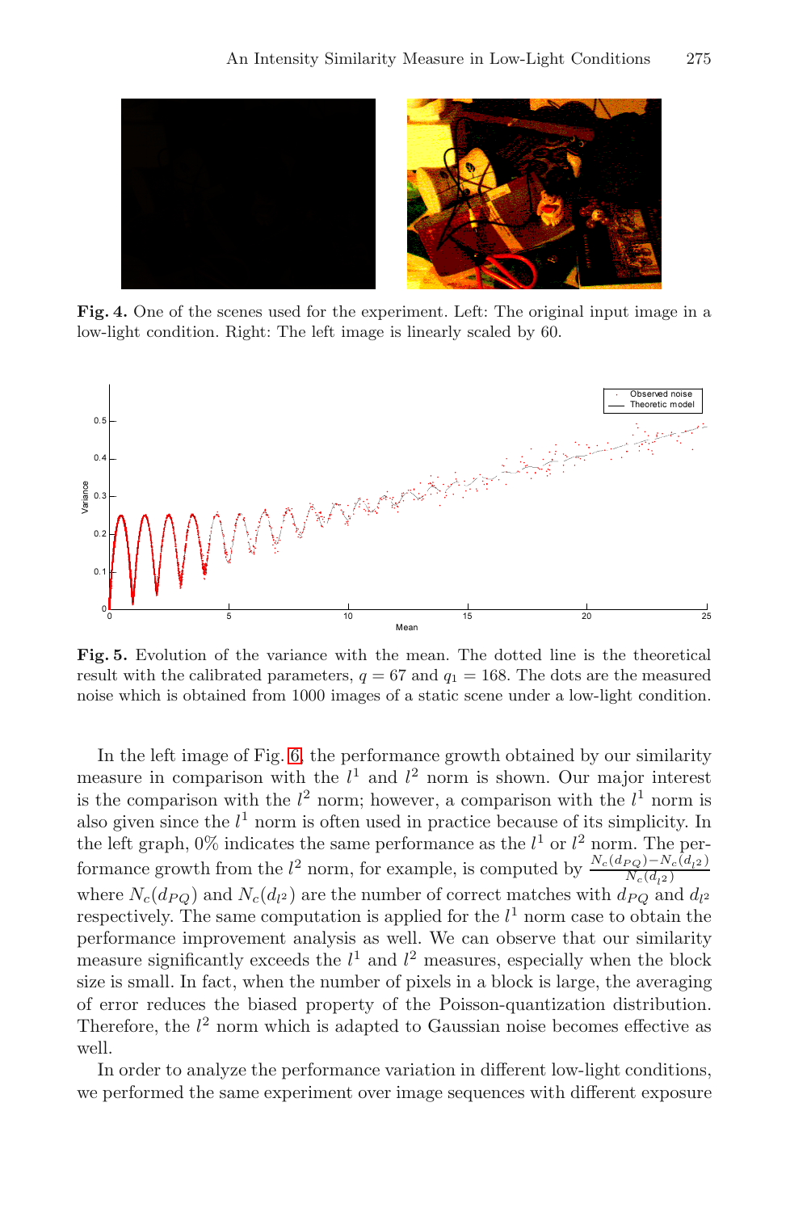**Fig. 4.** One of the scenes used for the experiment. Left: The original input image in a low-light condition. Right: The left image is linearly scaled by 60.

**Fig. 5.** Evolution of the variance with the mean. The dotted line is the theoretical result with the calibrated parameters, $q = 67$ and $q_1 = 168$. The dots are the measured noise which is obtained from 1000 images of a static scene under a low-light condition.

In the left image of Fig. 6, the performance growth obtained by our similarity measure in comparison with the $l^1$ and $l^2$ norm is shown. Our major interest is the comparison with the $l^2$ norm; however, a comparison with the $l^1$ norm is also given since the $l^1$ norm is often used in practice because of its simplicity. In the left graph, 0% indicates the same performance as the $l^1$ or $l^2$ norm. The performance growth from the $l^2$ norm, for example, is computed by $\frac{N_c(d_{PQ}) - N_c(d_{l^2})}{N_c(d_{l^2})}$ where $N_c(d_{PQ})$ and $N_c(d_{l^2})$ are the number of correct matches with $d_{PQ}$ and $d_{l^2}$ respectively. The same computation is applied for the $l^1$ norm case to obtain the performance improvement analysis as well. We can observe that our similarity measure significantly exceeds the $l^1$ and $l^2$ measures, especially when the block size is small. In fact, when the number of pixels in a block is large, the averaging of error reduces the biased property of the Poisson-quantization distribution. Therefore, the $l^2$ norm which is adapted to Gaussian noise becomes effective as well.

In order to analyze the performance variation in different low-light conditions, we performed the same experiment over image sequences with different exposure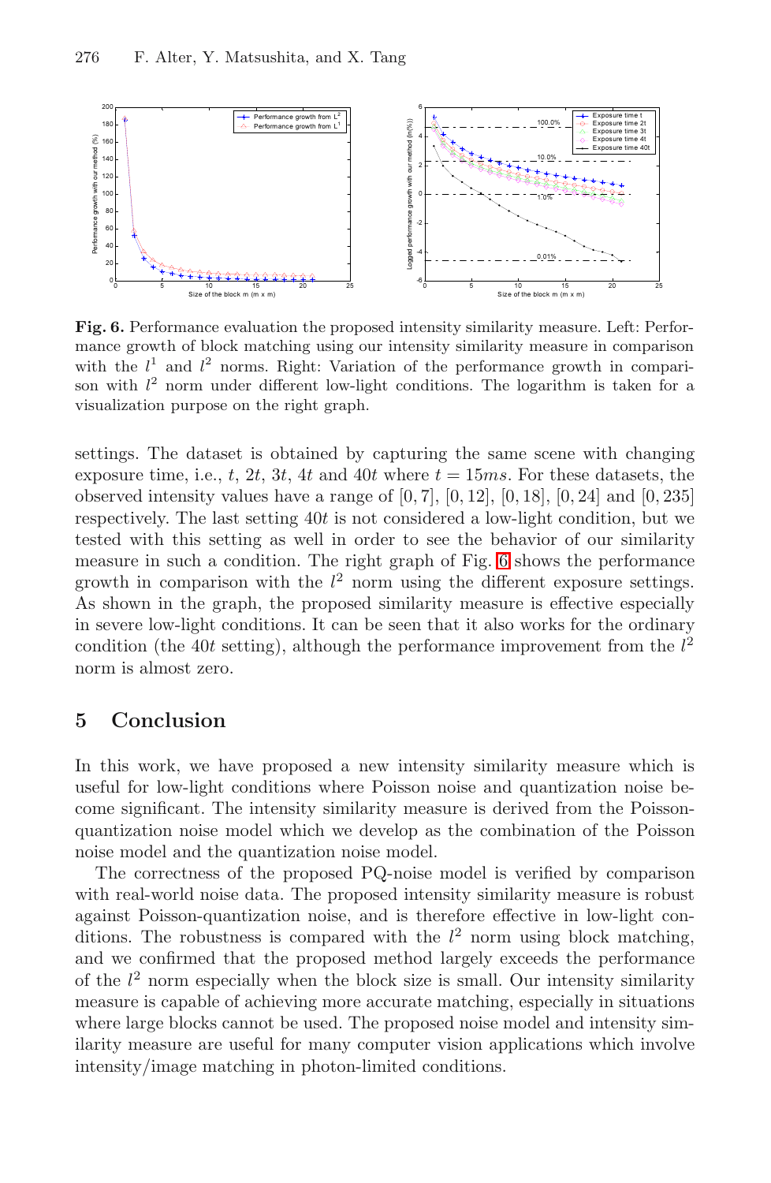**Fig. 6.** Performance evaluation the proposed intensity similarity measure. Left: Performance growth of block matching using our intensity similarity measure in comparison with the $l^1$ and $l^2$ norms. Right: Variation of the performance growth in comparison with $l^2$ norm under different low-light conditions. The logarithm is taken for a visualization purpose on the right graph.

settings. The dataset is obtained by capturing the same scene with changing exposure time, i.e., $t$, $2t$, $3t$, $4t$ and $40t$ where $t = 15ms$. For these datasets, the observed intensity values have a range of $[0, 7]$, $[0, 12]$, $[0, 18]$, $[0, 24]$ and $[0, 235]$ respectively. The last setting $40t$ is not considered a low-light condition, but we tested with this setting as well in order to see the behavior of our similarity measure in such a condition. The right graph of Fig. 6 shows the performance growth in comparison with the $l^2$ norm using the different exposure settings. As shown in the graph, the proposed similarity measure is effective especially in severe low-light conditions. It can be seen that it also works for the ordinary condition (the $40t$ setting), although the performance improvement from the $l^2$ norm is almost zero.

## 5 Conclusion

In this work, we have proposed a new intensity similarity measure which is useful for low-light conditions where Poisson noise and quantization noise become significant. The intensity similarity measure is derived from the Poisson-quantization noise model which we develop as the combination of the Poisson noise model and the quantization noise model.

The correctness of the proposed PQ-noise model is verified by comparison with real-world noise data. The proposed intensity similarity measure is robust against Poisson-quantization noise, and is therefore effective in low-light conditions. The robustness is compared with the $l^2$ norm using block matching, and we confirmed that the proposed method largely exceeds the performance of the $l^2$ norm especially when the block size is small. Our intensity similarity measure is capable of achieving more accurate matching, especially in situations where large blocks cannot be used. The proposed noise model and intensity similarity measure are useful for many computer vision applications which involve intensity/image matching in photon-limited conditions.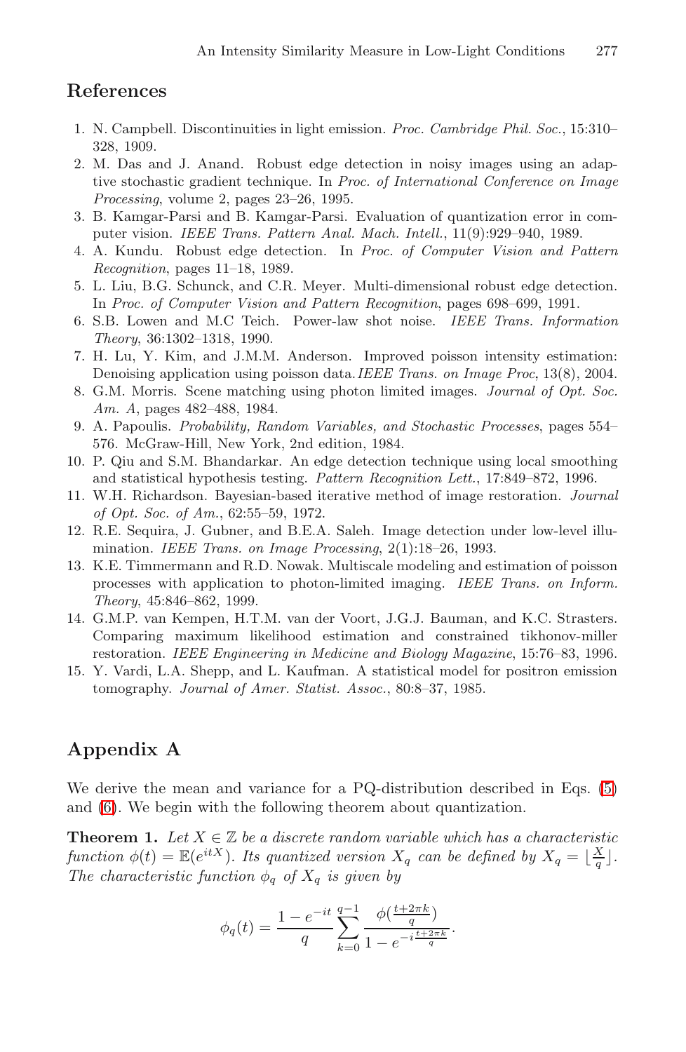## References

1. N. Campbell. Discontinuities in light emission. *Proc. Cambridge Phil. Soc.*, 15:310–328, 1909.
2. M. Das and J. Anand. Robust edge detection in noisy images using an adaptive stochastic gradient technique. In *Proc. of International Conference on Image Processing*, volume 2, pages 23–26, 1995.
3. B. Kamgar-Parsi and B. Kamgar-Parsi. Evaluation of quantization error in computer vision. *IEEE Trans. Pattern Anal. Mach. Intell.*, 11(9):929–940, 1989.
4. A. Kundu. Robust edge detection. In *Proc. of Computer Vision and Pattern Recognition*, pages 11–18, 1989.
5. L. Liu, B.G. Schunck, and C.R. Meyer. Multi-dimensional robust edge detection. In *Proc. of Computer Vision and Pattern Recognition*, pages 698–699, 1991.
6. S.B. Lowen and M.C Teich. Power-law shot noise. *IEEE Trans. Information Theory*, 36:1302–1318, 1990.
7. H. Lu, Y. Kim, and J.M.M. Anderson. Improved poisson intensity estimation: Denoising application using poisson data. *IEEE Trans. on Image Proc*, 13(8), 2004.
8. G.M. Morris. Scene matching using photon limited images. *Journal of Opt. Soc. Am. A*, pages 482–488, 1984.
9. A. Papoulis. *Probability, Random Variables, and Stochastic Processes*, pages 554–576. McGraw-Hill, New York, 2nd edition, 1984.
10. P. Qiu and S.M. Bhandarkar. An edge detection technique using local smoothing and statistical hypothesis testing. *Pattern Recognition Lett.*, 17:849–872, 1996.
11. W.H. Richardson. Bayesian-based iterative method of image restoration. *Journal of Opt. Soc. of Am.*, 62:55–59, 1972.
12. R.E. Sequira, J. Gubner, and B.E.A. Saleh. Image detection under low-level illumination. *IEEE Trans. on Image Processing*, 2(1):18–26, 1993.
13. K.E. Timmermann and R.D. Nowak. Multiscale modeling and estimation of poisson processes with application to photon-limited imaging. *IEEE Trans. on Inform. Theory*, 45:846–862, 1999.
14. G.M.P. van Kempen, H.T.M. van der Voort, J.G.J. Bauman, and K.C. Strasters. Comparing maximum likelihood estimation and constrained tikhonov-miller restoration. *IEEE Engineering in Medicine and Biology Magazine*, 15:76–83, 1996.
15. Y. Vardi, L.A. Shepp, and L. Kaufman. A statistical model for positron emission tomography. *Journal of Amer. Statist. Assoc.*, 80:8–37, 1985.

## Appendix A

We derive the mean and variance for a PQ-distribution described in Eqs. (5) and (6). We begin with the following theorem about quantization.

**Theorem 1.** *Let $X \in \mathbb{Z}$ be a discrete random variable which has a characteristic function $\phi(t) = \mathbb{E}(e^{itX})$. Its quantized version $X_q$ can be defined by $X_q = \lfloor \frac{X}{q} \rfloor$. The characteristic function $\phi_q$ of $X_q$ is given by*

$$\phi_q(t) = \frac{1 - e^{-it}}{q} \sum_{k=0}^{q-1} \frac{\phi(\frac{t+2\pi k}{q})}{1 - e^{-i\frac{t+2\pi k}{q}}}.$$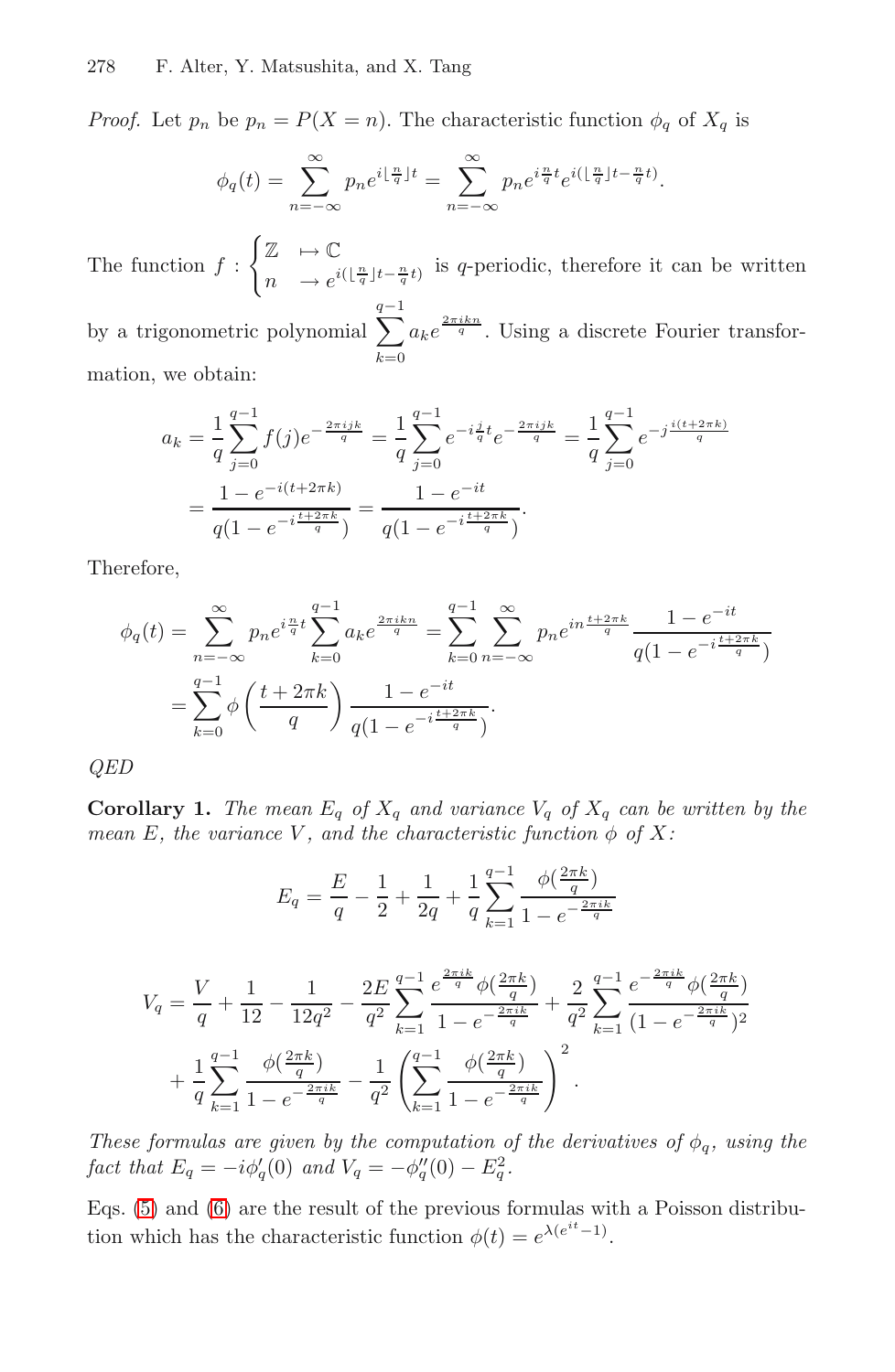*Proof.* Let $p_n$ be $p_n = P(X = n)$. The characteristic function $\phi_q$ of $X_q$ is

$$\phi_q(t) = \sum_{n=-\infty}^{\infty} p_n e^{i\lfloor \frac{n}{q} \rfloor t} = \sum_{n=-\infty}^{\infty} p_n e^{i\frac{n}{q}t} e^{i(\lfloor \frac{n}{q} \rfloor t - \frac{n}{q}t)}.$$

The function $f : \begin{cases} \mathbb{Z} & \mapsto \mathbb{C} \\ n & \rightarrow e^{i(\lfloor \frac{n}{q} \rfloor t - \frac{n}{q}t)} \end{cases}$ is $q$-periodic, therefore it can be written by a trigonometric polynomial $\sum_{k=0}^{q-1} a_k e^{\frac{2\pi i k n}{q}}$. Using a discrete Fourier transformation, we obtain:

$$\begin{aligned}
a_k &= \frac{1}{q} \sum_{j=0}^{q-1} f(j) e^{-\frac{2\pi i j k}{q}} = \frac{1}{q} \sum_{j=0}^{q-1} e^{-i\frac{j}{q}t} e^{-\frac{2\pi i j k}{q}} = \frac{1}{q} \sum_{j=0}^{q-1} e^{-j\frac{i(t+2\pi k)}{q}} \\
&= \frac{1 - e^{-i(t+2\pi k)}}{q(1 - e^{-i\frac{t+2\pi k}{q}})} = \frac{1 - e^{-it}}{q(1 - e^{-i\frac{t+2\pi k}{q}})}.
\end{aligned}$$

Therefore,

$$\begin{aligned}
\phi_q(t) &= \sum_{n=-\infty}^{\infty} p_n e^{i\frac{n}{q}t} \sum_{k=0}^{q-1} a_k e^{\frac{2\pi i k n}{q}} = \sum_{k=0}^{q-1} \sum_{n=-\infty}^{\infty} p_n e^{in\frac{t+2\pi k}{q}} \frac{1 - e^{-it}}{q(1 - e^{-i\frac{t+2\pi k}{q}})} \\
&= \sum_{k=0}^{q-1} \phi\left(\frac{t+2\pi k}{q}\right) \frac{1 - e^{-it}}{q(1 - e^{-i\frac{t+2\pi k}{q}})}.
\end{aligned}$$

*QED*

**Corollary 1.** *The mean $E_q$ of $X_q$ and variance $V_q$ of $X_q$ can be written by the mean $E$, the variance $V$, and the characteristic function $\phi$ of $X$:*

$$E_q = \frac{E}{q} - \frac{1}{2} + \frac{1}{2q} + \frac{1}{q} \sum_{k=1}^{q-1} \frac{\phi(\frac{2\pi k}{q})}{1 - e^{-\frac{2\pi i k}{q}}}$$

$$\begin{aligned}
V_q &= \frac{V}{q} + \frac{1}{12} - \frac{1}{12q^2} - \frac{2E}{q^2} \sum_{k=1}^{q-1} \frac{e^{\frac{2\pi i k}{q}} \phi(\frac{2\pi k}{q})}{1 - e^{-\frac{2\pi i k}{q}}} + \frac{2}{q^2} \sum_{k=1}^{q-1} \frac{e^{-\frac{2\pi i k}{q}} \phi(\frac{2\pi k}{q})}{(1 - e^{-\frac{2\pi i k}{q}})^2} \\
&+ \frac{1}{q} \sum_{k=1}^{q-1} \frac{\phi(\frac{2\pi k}{q})}{1 - e^{-\frac{2\pi i k}{q}}} - \frac{1}{q^2} \left( \sum_{k=1}^{q-1} \frac{\phi(\frac{2\pi k}{q})}{1 - e^{-\frac{2\pi i k}{q}}} \right)^2.
\end{aligned}$$

*These formulas are given by the computation of the derivatives of $\phi_q$, using the fact that $E_q = -i\phi_q'(0)$ and $V_q = -\phi_q''(0) - E_q^2$.*

Eqs. (5) and (6) are the result of the previous formulas with a Poisson distribution which has the characteristic function $\phi(t) = e^{\lambda(e^{it}-1)}$.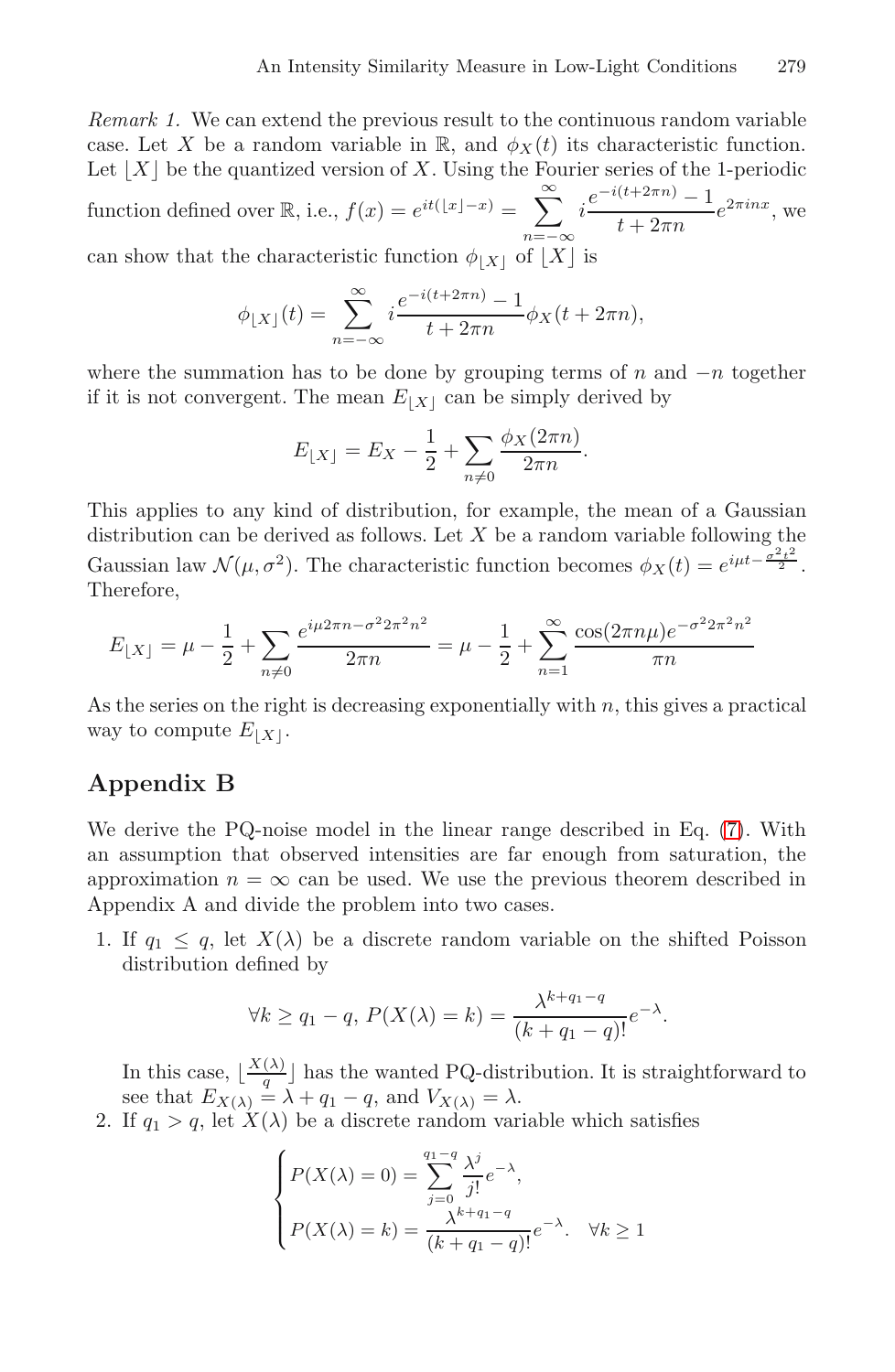*Remark 1.* We can extend the previous result to the continuous random variable case. Let $X$ be a random variable in $\mathbb{R}$, and $\phi_X(t)$ its characteristic function. Let $\lfloor X \rfloor$ be the quantized version of $X$. Using the Fourier series of the 1-periodic function defined over $\mathbb{R}$, i.e., $f(x) = e^{it(\lfloor x \rfloor - x)} = \sum_{n=-\infty}^{\infty} i \frac{e^{-i(t+2\pi n)} - 1}{t + 2\pi n} e^{2\pi inx}$, we can show that the characteristic function $\phi_{\lfloor X \rfloor}$ of $\lfloor X \rfloor$ is

$$\phi_{\lfloor X \rfloor}(t) = \sum_{n=-\infty}^{\infty} i \frac{e^{-i(t+2\pi n)} - 1}{t + 2\pi n} \phi_X(t + 2\pi n),$$

where the summation has to be done by grouping terms of $n$ and $-n$ together if it is not convergent. The mean $E_{\lfloor X \rfloor}$ can be simply derived by

$$E_{\lfloor X \rfloor} = E_X - \frac{1}{2} + \sum_{n \neq 0} \frac{\phi_X(2\pi n)}{2\pi n}.$$

This applies to any kind of distribution, for example, the mean of a Gaussian distribution can be derived as follows. Let $X$ be a random variable following the Gaussian law $\mathcal{N}(\mu, \sigma^2)$. The characteristic function becomes $\phi_X(t) = e^{i\mu t - \frac{\sigma^2 t^2}{2}}$. Therefore,

$$E_{\lfloor X \rfloor} = \mu - \frac{1}{2} + \sum_{n \neq 0} \frac{e^{i\mu 2\pi n - \sigma^2 2\pi^2 n^2}}{2\pi n} = \mu - \frac{1}{2} + \sum_{n=1}^{\infty} \frac{\cos(2\pi n\mu) e^{-\sigma^2 2\pi^2 n^2}}{\pi n}$$

As the series on the right is decreasing exponentially with $n$, this gives a practical way to compute $E_{\lfloor X \rfloor}$.

## Appendix B

We derive the PQ-noise model in the linear range described in Eq. (7). With an assumption that observed intensities are far enough from saturation, the approximation $n = \infty$ can be used. We use the previous theorem described in Appendix A and divide the problem into two cases.

1. If $q_1 \leq q$, let $X(\lambda)$ be a discrete random variable on the shifted Poisson distribution defined by

$$\forall k \geq q_1 - q,\ P(X(\lambda) = k) = \frac{\lambda^{k+q_1-q}}{(k + q_1 - q)!} e^{-\lambda}.$$

   In this case, $\lfloor \frac{X(\lambda)}{q} \rfloor$ has the wanted PQ-distribution. It is straightforward to see that $E_{X(\lambda)} = \lambda + q_1 - q$, and $V_{X(\lambda)} = \lambda$.

2. If $q_1 > q$, let $X(\lambda)$ be a discrete random variable which satisfies

$$\begin{cases} P(X(\lambda) = 0) = \displaystyle\sum_{j=0}^{q_1-q} \frac{\lambda^j}{j!} e^{-\lambda}, \\ P(X(\lambda) = k) = \dfrac{\lambda^{k+q_1-q}}{(k + q_1 - q)!} e^{-\lambda}. \quad \forall k \geq 1 \end{cases}$$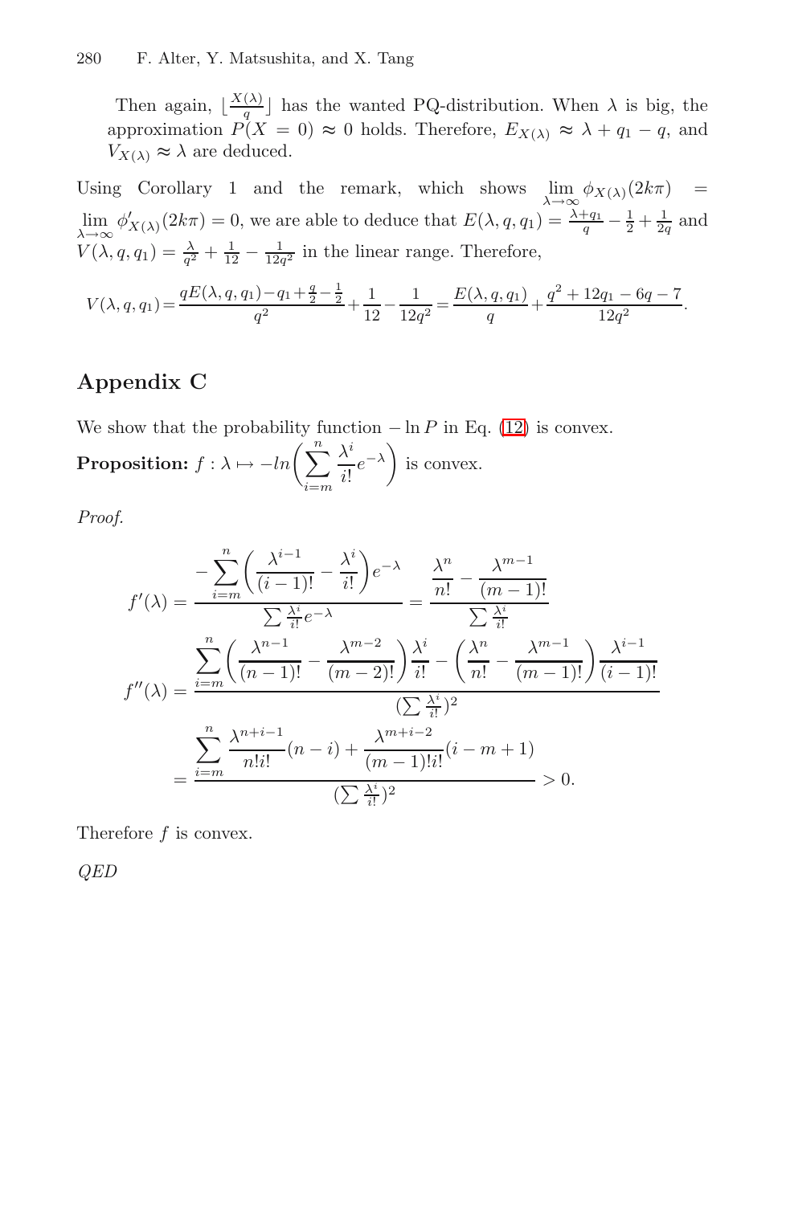Then again, $\lfloor \frac{X(\lambda)}{q} \rfloor$ has the wanted PQ-distribution. When $\lambda$ is big, the approximation $P(X = 0) \approx 0$ holds. Therefore, $E_{X(\lambda)} \approx \lambda + q_1 - q$, and $V_{X(\lambda)} \approx \lambda$ are deduced.

Using Corollary 1 and the remark, which shows $\lim_{\lambda \to \infty} \phi_{X(\lambda)}(2k\pi) = \lim_{\lambda \to \infty} \phi'_{X(\lambda)}(2k\pi) = 0$, we are able to deduce that $E(\lambda, q, q_1) = \frac{\lambda + q_1}{q} - \frac{1}{2} + \frac{1}{2q}$ and $V(\lambda, q, q_1) = \frac{\lambda}{q^2} + \frac{1}{12} - \frac{1}{12q^2}$ in the linear range. Therefore,

$$V(\lambda, q, q_1) = \frac{qE(\lambda, q, q_1) - q_1 + \frac{q}{2} - \frac{1}{2}}{q^2} + \frac{1}{12} - \frac{1}{12q^2} = \frac{E(\lambda, q, q_1)}{q} + \frac{q^2 + 12q_1 - 6q - 7}{12q^2}.$$

## Appendix C

We show that the probability function $-\ln P$ in Eq. (12) is convex.

**Proposition:** $f : \lambda \mapsto -ln\left(\sum_{i=m}^{n} \frac{\lambda^i}{i!} e^{-\lambda}\right)$ is convex.

*Proof.*

$$f'(\lambda) = \frac{-\sum_{i=m}^{n}\left(\frac{\lambda^{i-1}}{(i-1)!} - \frac{\lambda^i}{i!}\right)e^{-\lambda}}{\sum \frac{\lambda^i}{i!} e^{-\lambda}} = \frac{\frac{\lambda^n}{n!} - \frac{\lambda^{m-1}}{(m-1)!}}{\sum \frac{\lambda^i}{i!}}$$

$$f''(\lambda) = \frac{\sum_{i=m}^{n}\left(\frac{\lambda^{n-1}}{(n-1)!} - \frac{\lambda^{m-2}}{(m-2)!}\right)\frac{\lambda^i}{i!} - \left(\frac{\lambda^n}{n!} - \frac{\lambda^{m-1}}{(m-1)!}\right)\frac{\lambda^{i-1}}{(i-1)!}}{(\sum \frac{\lambda^i}{i!})^2}$$

$$= \frac{\sum_{i=m}^{n} \frac{\lambda^{n+i-1}}{n!i!}(n-i) + \frac{\lambda^{m+i-2}}{(m-1)!i!}(i-m+1)}{(\sum \frac{\lambda^i}{i!})^2} > 0.$$

Therefore $f$ is convex.

*QED*